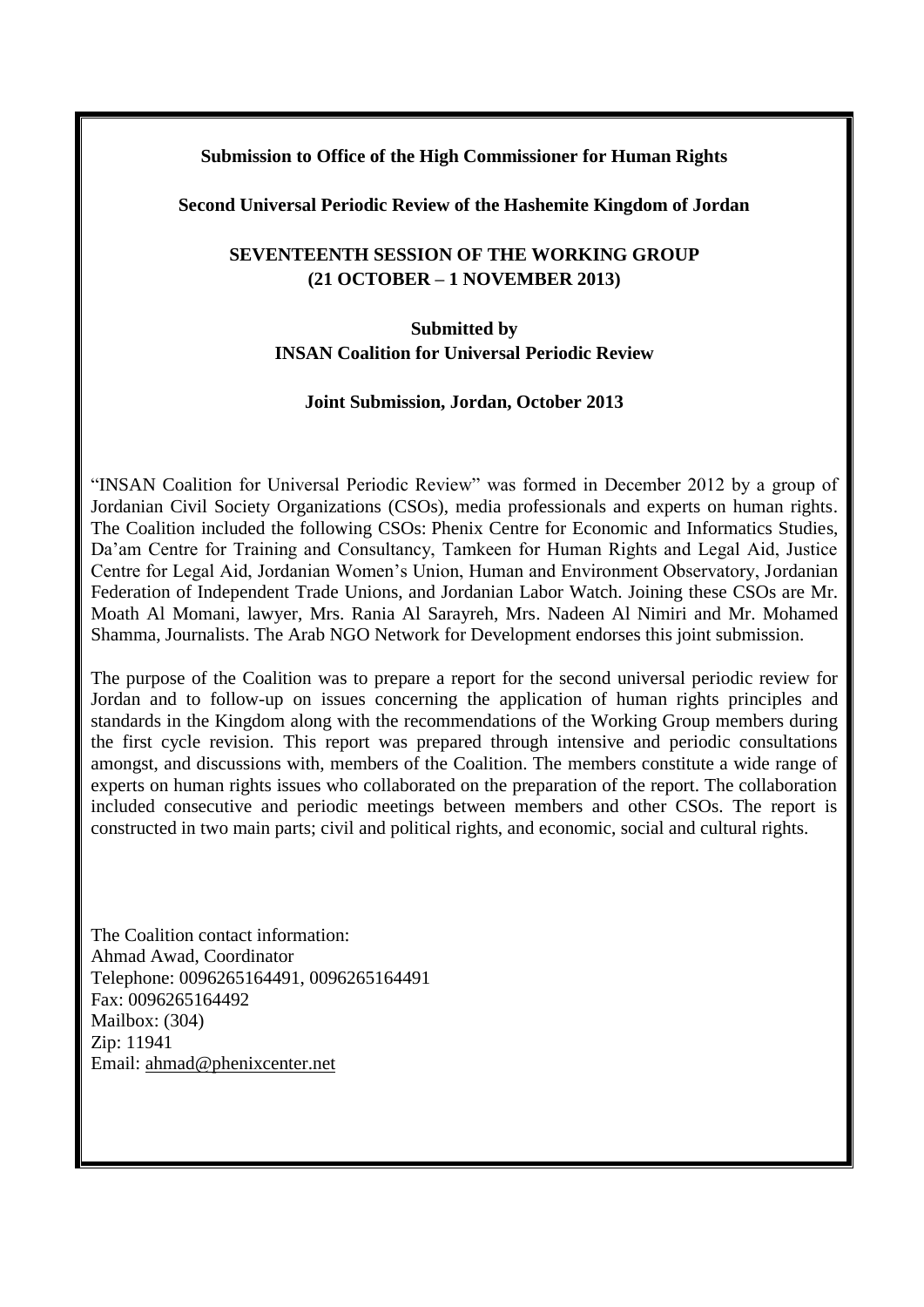**Submission to Office of the High Commissioner for Human Rights**

**Second Universal Periodic Review of the Hashemite Kingdom of Jordan**

**SEVENTEENTH SESSION OF THE WORKING GROUP**
**(21 OCTOBER – 1 NOVEMBER 2013)**

**Submitted by**
**INSAN Coalition for Universal Periodic Review**

**Joint Submission, Jordan, October 2013**

"INSAN Coalition for Universal Periodic Review" was formed in December 2012 by a group of Jordanian Civil Society Organizations (CSOs), media professionals and experts on human rights. The Coalition included the following CSOs: Phenix Centre for Economic and Informatics Studies, Da'am Centre for Training and Consultancy, Tamkeen for Human Rights and Legal Aid, Justice Centre for Legal Aid, Jordanian Women's Union, Human and Environment Observatory, Jordanian Federation of Independent Trade Unions, and Jordanian Labor Watch. Joining these CSOs are Mr. Moath Al Momani, lawyer, Mrs. Rania Al Sarayreh, Mrs. Nadeen Al Nimiri and Mr. Mohamed Shamma, Journalists. The Arab NGO Network for Development endorses this joint submission.

The purpose of the Coalition was to prepare a report for the second universal periodic review for Jordan and to follow-up on issues concerning the application of human rights principles and standards in the Kingdom along with the recommendations of the Working Group members during the first cycle revision. This report was prepared through intensive and periodic consultations amongst, and discussions with, members of the Coalition. The members constitute a wide range of experts on human rights issues who collaborated on the preparation of the report. The collaboration included consecutive and periodic meetings between members and other CSOs. The report is constructed in two main parts; civil and political rights, and economic, social and cultural rights.

The Coalition contact information:
Ahmad Awad, Coordinator
Telephone: 0096265164491, 0096265164491
Fax: 0096265164492
Mailbox: (304)
Zip: 11941
Email: ahmad@phenixcenter.net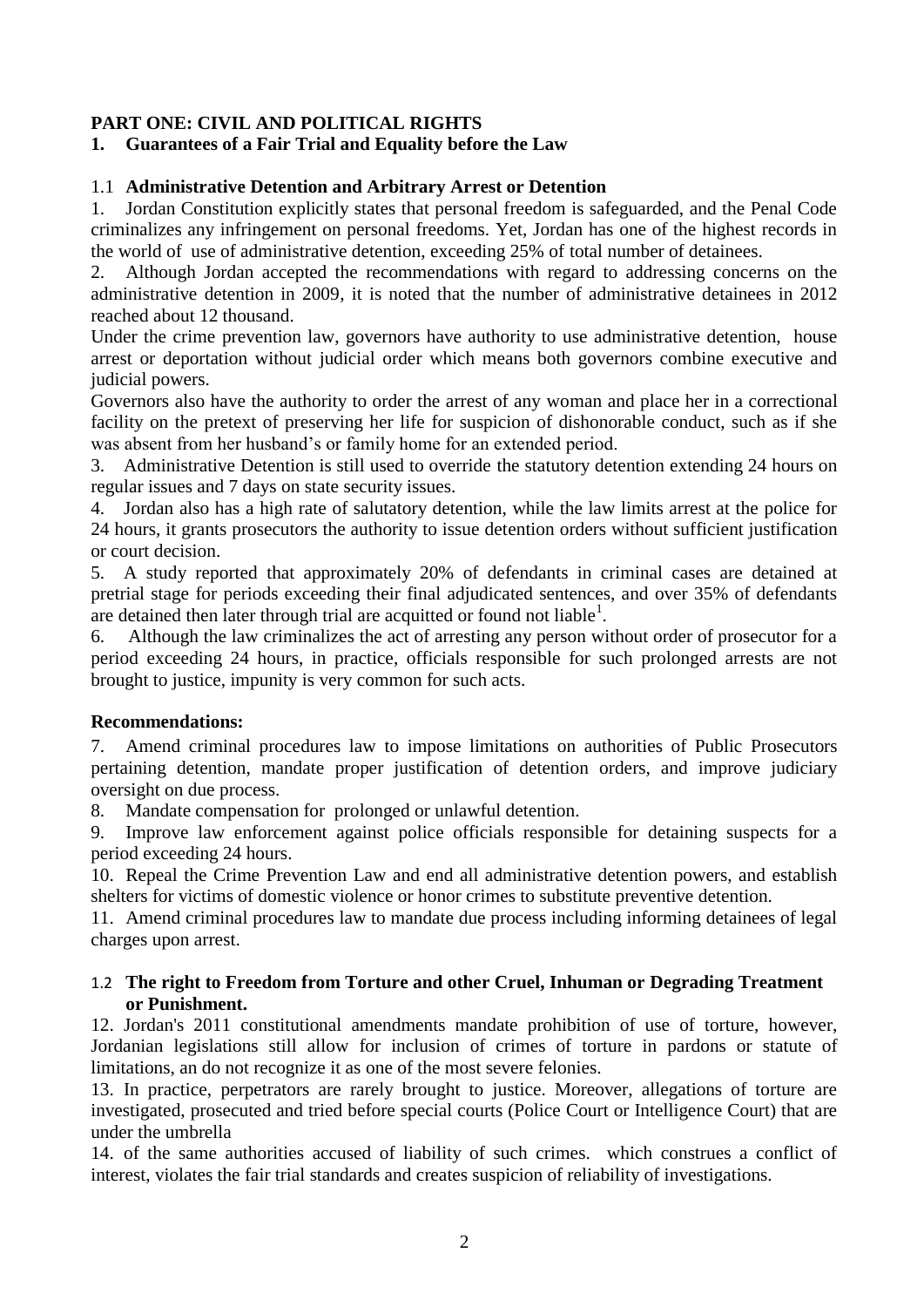## PART ONE: CIVIL AND POLITICAL RIGHTS

### 1. Guarantees of a Fair Trial and Equality before the Law

#### 1.1 Administrative Detention and Arbitrary Arrest or Detention

1. Jordan Constitution explicitly states that personal freedom is safeguarded, and the Penal Code criminalizes any infringement on personal freedoms. Yet, Jordan has one of the highest records in the world of use of administrative detention, exceeding 25% of total number of detainees.

2. Although Jordan accepted the recommendations with regard to addressing concerns on the administrative detention in 2009, it is noted that the number of administrative detainees in 2012 reached about 12 thousand.

Under the crime prevention law, governors have authority to use administrative detention, house arrest or deportation without judicial order which means both governors combine executive and judicial powers.

Governors also have the authority to order the arrest of any woman and place her in a correctional facility on the pretext of preserving her life for suspicion of dishonorable conduct, such as if she was absent from her husband's or family home for an extended period.

3. Administrative Detention is still used to override the statutory detention extending 24 hours on regular issues and 7 days on state security issues.

4. Jordan also has a high rate of salutatory detention, while the law limits arrest at the police for 24 hours, it grants prosecutors the authority to issue detention orders without sufficient justification or court decision.

5. A study reported that approximately 20% of defendants in criminal cases are detained at pretrial stage for periods exceeding their final adjudicated sentences, and over 35% of defendants are detained then later through trial are acquitted or found not liable[1].

6. Although the law criminalizes the act of arresting any person without order of prosecutor for a period exceeding 24 hours, in practice, officials responsible for such prolonged arrests are not brought to justice, impunity is very common for such acts.

**Recommendations:**

7. Amend criminal procedures law to impose limitations on authorities of Public Prosecutors pertaining detention, mandate proper justification of detention orders, and improve judiciary oversight on due process.

8. Mandate compensation for prolonged or unlawful detention.

9. Improve law enforcement against police officials responsible for detaining suspects for a period exceeding 24 hours.

10. Repeal the Crime Prevention Law and end all administrative detention powers, and establish shelters for victims of domestic violence or honor crimes to substitute preventive detention.

11. Amend criminal procedures law to mandate due process including informing detainees of legal charges upon arrest.

#### 1.2 The right to Freedom from Torture and other Cruel, Inhuman or Degrading Treatment or Punishment.

12. Jordan's 2011 constitutional amendments mandate prohibition of use of torture, however, Jordanian legislations still allow for inclusion of crimes of torture in pardons or statute of limitations, an do not recognize it as one of the most severe felonies.

13. In practice, perpetrators are rarely brought to justice. Moreover, allegations of torture are investigated, prosecuted and tried before special courts (Police Court or Intelligence Court) that are under the umbrella

14. of the same authorities accused of liability of such crimes. which construes a conflict of interest, violates the fair trial standards and creates suspicion of reliability of investigations.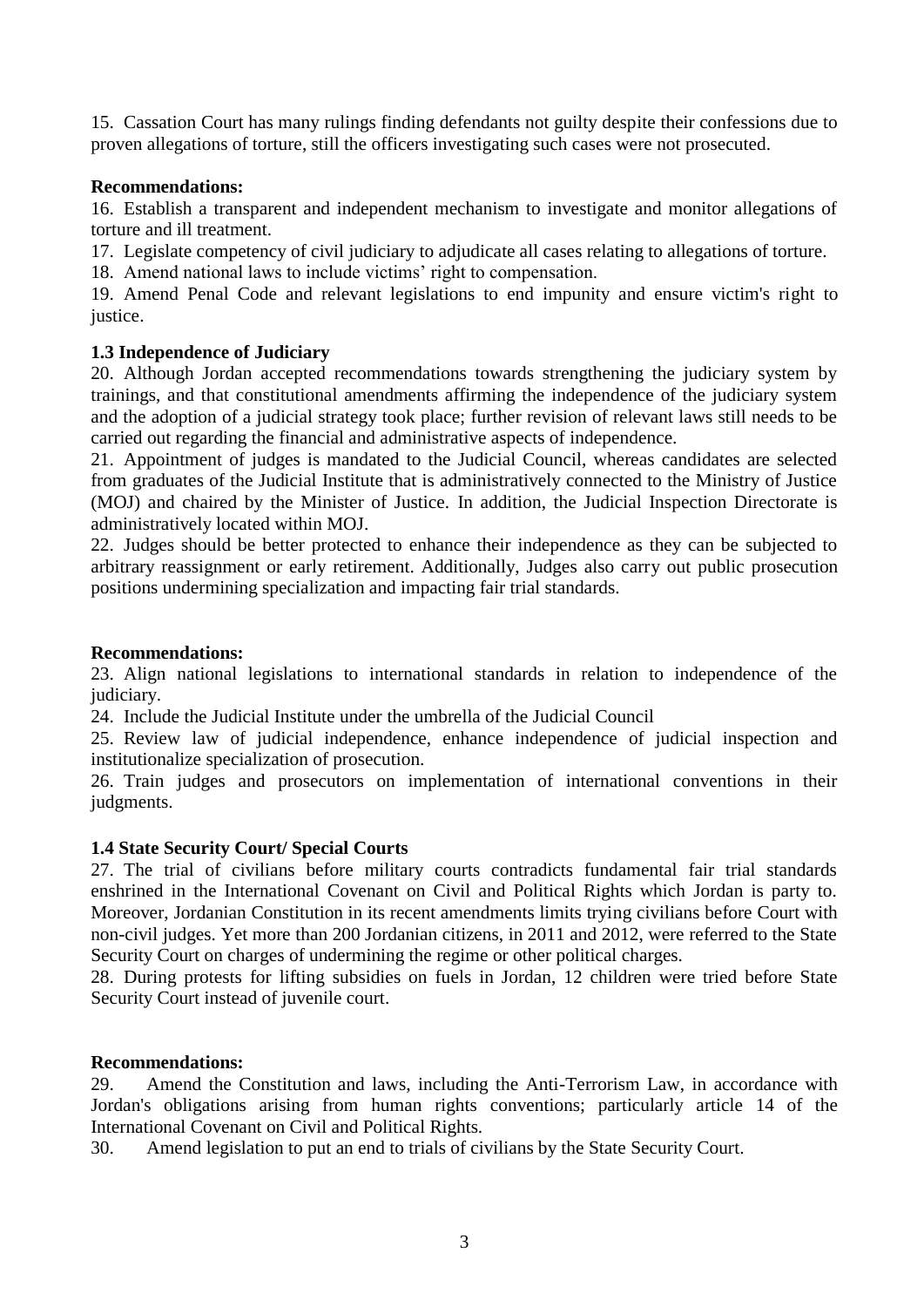15. Cassation Court has many rulings finding defendants not guilty despite their confessions due to proven allegations of torture, still the officers investigating such cases were not prosecuted.

**Recommendations:**

16. Establish a transparent and independent mechanism to investigate and monitor allegations of torture and ill treatment.

17. Legislate competency of civil judiciary to adjudicate all cases relating to allegations of torture.

18. Amend national laws to include victims' right to compensation.

19. Amend Penal Code and relevant legislations to end impunity and ensure victim's right to justice.

**1.3 Independence of Judiciary**

20. Although Jordan accepted recommendations towards strengthening the judiciary system by trainings, and that constitutional amendments affirming the independence of the judiciary system and the adoption of a judicial strategy took place; further revision of relevant laws still needs to be carried out regarding the financial and administrative aspects of independence.

21. Appointment of judges is mandated to the Judicial Council, whereas candidates are selected from graduates of the Judicial Institute that is administratively connected to the Ministry of Justice (MOJ) and chaired by the Minister of Justice. In addition, the Judicial Inspection Directorate is administratively located within MOJ.

22. Judges should be better protected to enhance their independence as they can be subjected to arbitrary reassignment or early retirement. Additionally, Judges also carry out public prosecution positions undermining specialization and impacting fair trial standards.

**Recommendations:**

23. Align national legislations to international standards in relation to independence of the judiciary.

24. Include the Judicial Institute under the umbrella of the Judicial Council

25. Review law of judicial independence, enhance independence of judicial inspection and institutionalize specialization of prosecution.

26. Train judges and prosecutors on implementation of international conventions in their judgments.

**1.4 State Security Court/ Special Courts**

27. The trial of civilians before military courts contradicts fundamental fair trial standards enshrined in the International Covenant on Civil and Political Rights which Jordan is party to. Moreover, Jordanian Constitution in its recent amendments limits trying civilians before Court with non-civil judges. Yet more than 200 Jordanian citizens, in 2011 and 2012, were referred to the State Security Court on charges of undermining the regime or other political charges.

28. During protests for lifting subsidies on fuels in Jordan, 12 children were tried before State Security Court instead of juvenile court.

**Recommendations:**

29. Amend the Constitution and laws, including the Anti-Terrorism Law, in accordance with Jordan's obligations arising from human rights conventions; particularly article 14 of the International Covenant on Civil and Political Rights.

30. Amend legislation to put an end to trials of civilians by the State Security Court.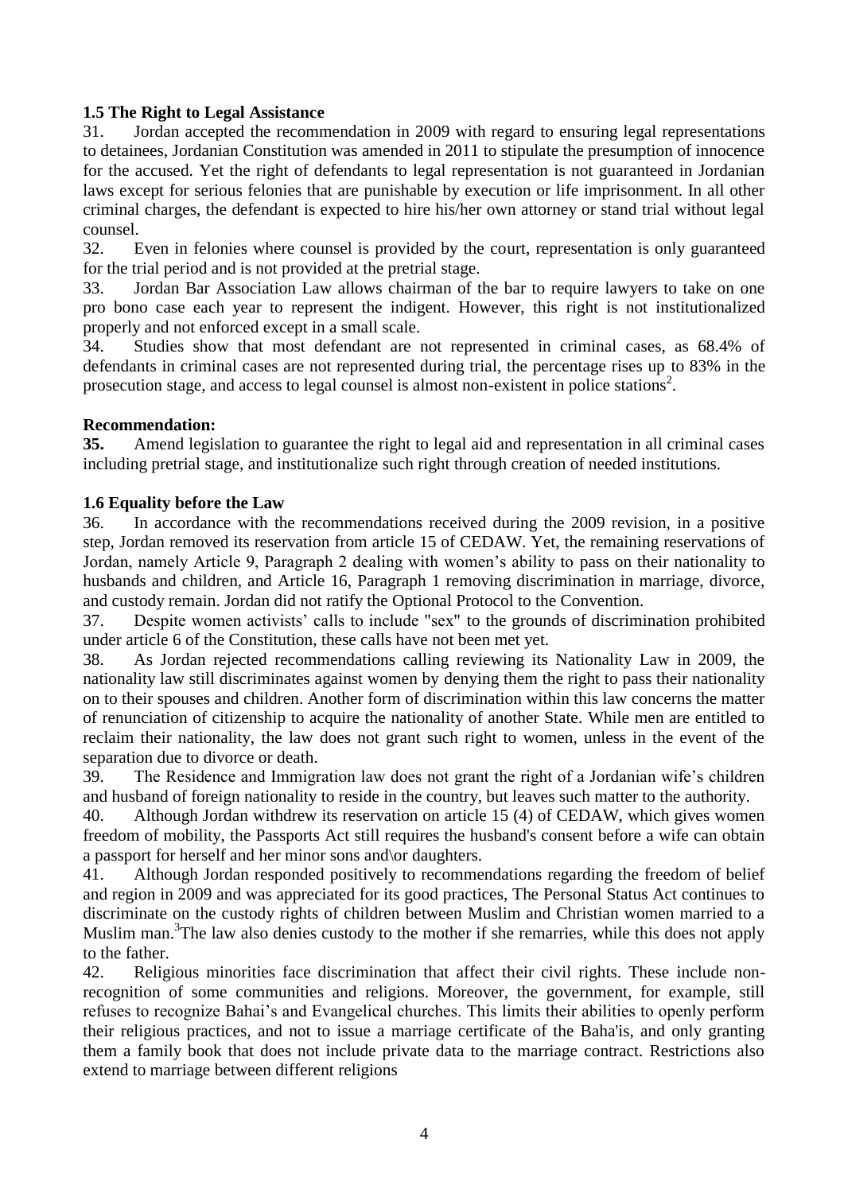### 1.5 The Right to Legal Assistance

31. Jordan accepted the recommendation in 2009 with regard to ensuring legal representations to detainees, Jordanian Constitution was amended in 2011 to stipulate the presumption of innocence for the accused. Yet the right of defendants to legal representation is not guaranteed in Jordanian laws except for serious felonies that are punishable by execution or life imprisonment. In all other criminal charges, the defendant is expected to hire his/her own attorney or stand trial without legal counsel.

32. Even in felonies where counsel is provided by the court, representation is only guaranteed for the trial period and is not provided at the pretrial stage.

33. Jordan Bar Association Law allows chairman of the bar to require lawyers to take on one pro bono case each year to represent the indigent. However, this right is not institutionalized properly and not enforced except in a small scale.

34. Studies show that most defendant are not represented in criminal cases, as 68.4% of defendants in criminal cases are not represented during trial, the percentage rises up to 83% in the prosecution stage, and access to legal counsel is almost non-existent in police stations[2].

**Recommendation:**

**35.** Amend legislation to guarantee the right to legal aid and representation in all criminal cases including pretrial stage, and institutionalize such right through creation of needed institutions.

### 1.6 Equality before the Law

36. In accordance with the recommendations received during the 2009 revision, in a positive step, Jordan removed its reservation from article 15 of CEDAW. Yet, the remaining reservations of Jordan, namely Article 9, Paragraph 2 dealing with women's ability to pass on their nationality to husbands and children, and Article 16, Paragraph 1 removing discrimination in marriage, divorce, and custody remain. Jordan did not ratify the Optional Protocol to the Convention.

37. Despite women activists' calls to include "sex" to the grounds of discrimination prohibited under article 6 of the Constitution, these calls have not been met yet.

38. As Jordan rejected recommendations calling reviewing its Nationality Law in 2009, the nationality law still discriminates against women by denying them the right to pass their nationality on to their spouses and children. Another form of discrimination within this law concerns the matter of renunciation of citizenship to acquire the nationality of another State. While men are entitled to reclaim their nationality, the law does not grant such right to women, unless in the event of the separation due to divorce or death.

39. The Residence and Immigration law does not grant the right of a Jordanian wife's children and husband of foreign nationality to reside in the country, but leaves such matter to the authority.

40. Although Jordan withdrew its reservation on article 15 (4) of CEDAW, which gives women freedom of mobility, the Passports Act still requires the husband's consent before a wife can obtain a passport for herself and her minor sons and\or daughters.

41. Although Jordan responded positively to recommendations regarding the freedom of belief and region in 2009 and was appreciated for its good practices, The Personal Status Act continues to discriminate on the custody rights of children between Muslim and Christian women married to a Muslim man.[3] The law also denies custody to the mother if she remarries, while this does not apply to the father.

42. Religious minorities face discrimination that affect their civil rights. These include non-recognition of some communities and religions. Moreover, the government, for example, still refuses to recognize Bahai's and Evangelical churches. This limits their abilities to openly perform their religious practices, and not to issue a marriage certificate of the Baha'is, and only granting them a family book that does not include private data to the marriage contract. Restrictions also extend to marriage between different religions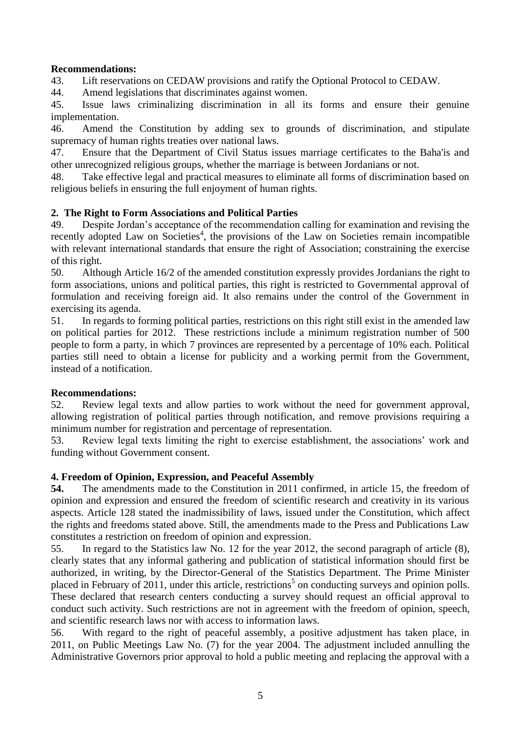**Recommendations:**

43. Lift reservations on CEDAW provisions and ratify the Optional Protocol to CEDAW.

44. Amend legislations that discriminates against women.

45. Issue laws criminalizing discrimination in all its forms and ensure their genuine implementation.

46. Amend the Constitution by adding sex to grounds of discrimination, and stipulate supremacy of human rights treaties over national laws.

47. Ensure that the Department of Civil Status issues marriage certificates to the Baha'is and other unrecognized religious groups, whether the marriage is between Jordanians or not.

48. Take effective legal and practical measures to eliminate all forms of discrimination based on religious beliefs in ensuring the full enjoyment of human rights.

**2. The Right to Form Associations and Political Parties**

49. Despite Jordan's acceptance of the recommendation calling for examination and revising the recently adopted Law on Societies[4], the provisions of the Law on Societies remain incompatible with relevant international standards that ensure the right of Association; constraining the exercise of this right.

50. Although Article 16/2 of the amended constitution expressly provides Jordanians the right to form associations, unions and political parties, this right is restricted to Governmental approval of formulation and receiving foreign aid. It also remains under the control of the Government in exercising its agenda.

51. In regards to forming political parties, restrictions on this right still exist in the amended law on political parties for 2012. These restrictions include a minimum registration number of 500 people to form a party, in which 7 provinces are represented by a percentage of 10% each. Political parties still need to obtain a license for publicity and a working permit from the Government, instead of a notification.

**Recommendations:**

52. Review legal texts and allow parties to work without the need for government approval, allowing registration of political parties through notification, and remove provisions requiring a minimum number for registration and percentage of representation.

53. Review legal texts limiting the right to exercise establishment, the associations' work and funding without Government consent.

**4. Freedom of Opinion, Expression, and Peaceful Assembly**

**54.** The amendments made to the Constitution in 2011 confirmed, in article 15, the freedom of opinion and expression and ensured the freedom of scientific research and creativity in its various aspects. Article 128 stated the inadmissibility of laws, issued under the Constitution, which affect the rights and freedoms stated above. Still, the amendments made to the Press and Publications Law constitutes a restriction on freedom of opinion and expression.

55. In regard to the Statistics law No. 12 for the year 2012, the second paragraph of article (8), clearly states that any informal gathering and publication of statistical information should first be authorized, in writing, by the Director-General of the Statistics Department. The Prime Minister placed in February of 2011, under this article, restrictions[5] on conducting surveys and opinion polls. These declared that research centers conducting a survey should request an official approval to conduct such activity. Such restrictions are not in agreement with the freedom of opinion, speech, and scientific research laws nor with access to information laws.

56. With regard to the right of peaceful assembly, a positive adjustment has taken place, in 2011, on Public Meetings Law No. (7) for the year 2004. The adjustment included annulling the Administrative Governors prior approval to hold a public meeting and replacing the approval with a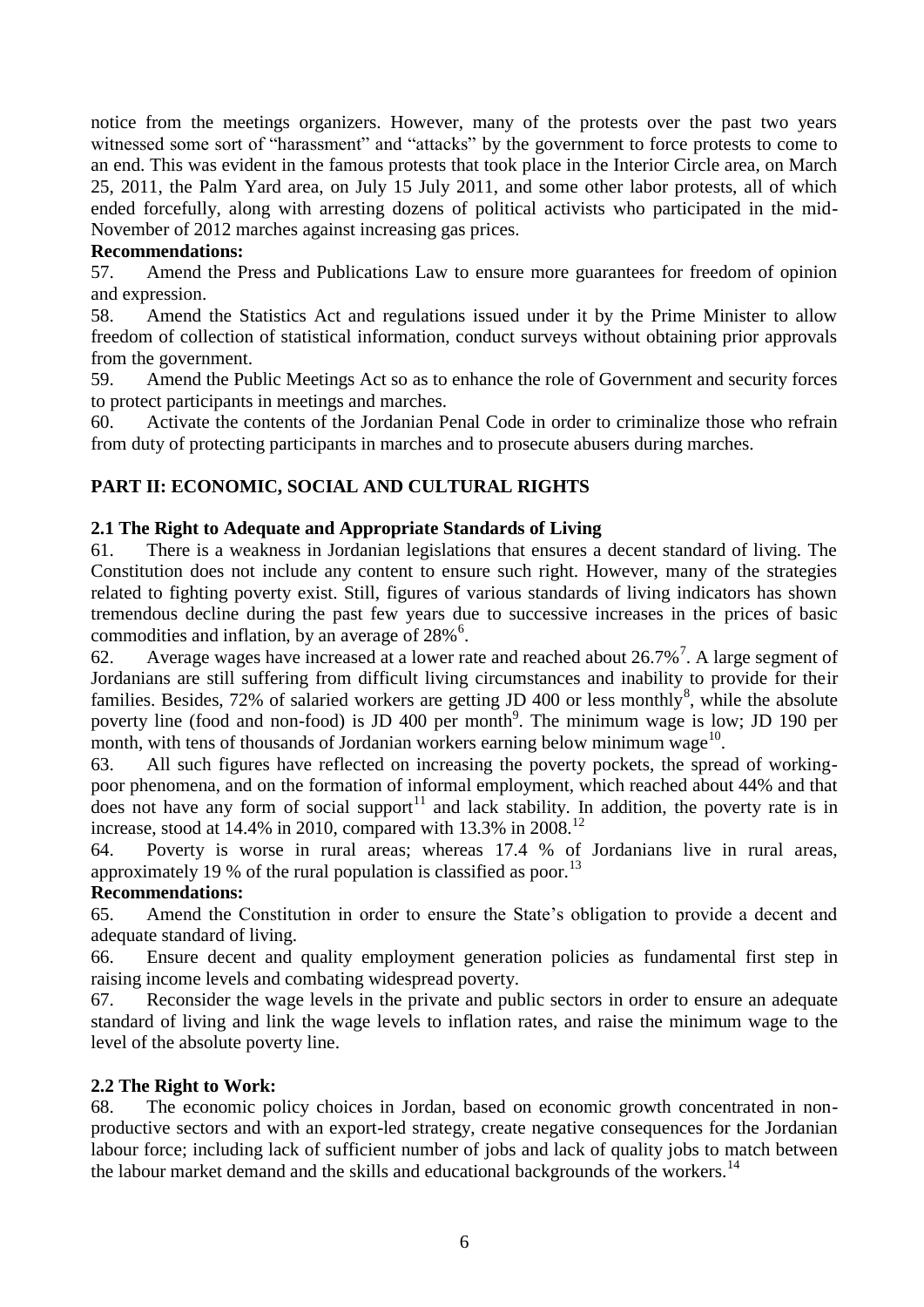notice from the meetings organizers. However, many of the protests over the past two years witnessed some sort of "harassment" and "attacks" by the government to force protests to come to an end. This was evident in the famous protests that took place in the Interior Circle area, on March 25, 2011, the Palm Yard area, on July 15 July 2011, and some other labor protests, all of which ended forcefully, along with arresting dozens of political activists who participated in the mid-November of 2012 marches against increasing gas prices.

**Recommendations:**

57. Amend the Press and Publications Law to ensure more guarantees for freedom of opinion and expression.

58. Amend the Statistics Act and regulations issued under it by the Prime Minister to allow freedom of collection of statistical information, conduct surveys without obtaining prior approvals from the government.

59. Amend the Public Meetings Act so as to enhance the role of Government and security forces to protect participants in meetings and marches.

60. Activate the contents of the Jordanian Penal Code in order to criminalize those who refrain from duty of protecting participants in marches and to prosecute abusers during marches.

## PART II: ECONOMIC, SOCIAL AND CULTURAL RIGHTS

### 2.1 The Right to Adequate and Appropriate Standards of Living

61. There is a weakness in Jordanian legislations that ensures a decent standard of living. The Constitution does not include any content to ensure such right. However, many of the strategies related to fighting poverty exist. Still, figures of various standards of living indicators has shown tremendous decline during the past few years due to successive increases in the prices of basic commodities and inflation, by an average of 28%[6].

62. Average wages have increased at a lower rate and reached about 26.7%[7]. A large segment of Jordanians are still suffering from difficult living circumstances and inability to provide for their families. Besides, 72% of salaried workers are getting JD 400 or less monthly[8], while the absolute poverty line (food and non-food) is JD 400 per month[9]. The minimum wage is low; JD 190 per month, with tens of thousands of Jordanian workers earning below minimum wage[10].

63. All such figures have reflected on increasing the poverty pockets, the spread of working-poor phenomena, and on the formation of informal employment, which reached about 44% and that does not have any form of social support[11] and lack stability. In addition, the poverty rate is in increase, stood at 14.4% in 2010, compared with 13.3% in 2008.[12]

64. Poverty is worse in rural areas; whereas 17.4 % of Jordanians live in rural areas, approximately 19 % of the rural population is classified as poor.[13]

**Recommendations:**

65. Amend the Constitution in order to ensure the State's obligation to provide a decent and adequate standard of living.

66. Ensure decent and quality employment generation policies as fundamental first step in raising income levels and combating widespread poverty.

67. Reconsider the wage levels in the private and public sectors in order to ensure an adequate standard of living and link the wage levels to inflation rates, and raise the minimum wage to the level of the absolute poverty line.

### 2.2 The Right to Work:

68. The economic policy choices in Jordan, based on economic growth concentrated in non-productive sectors and with an export-led strategy, create negative consequences for the Jordanian labour force; including lack of sufficient number of jobs and lack of quality jobs to match between the labour market demand and the skills and educational backgrounds of the workers.[14]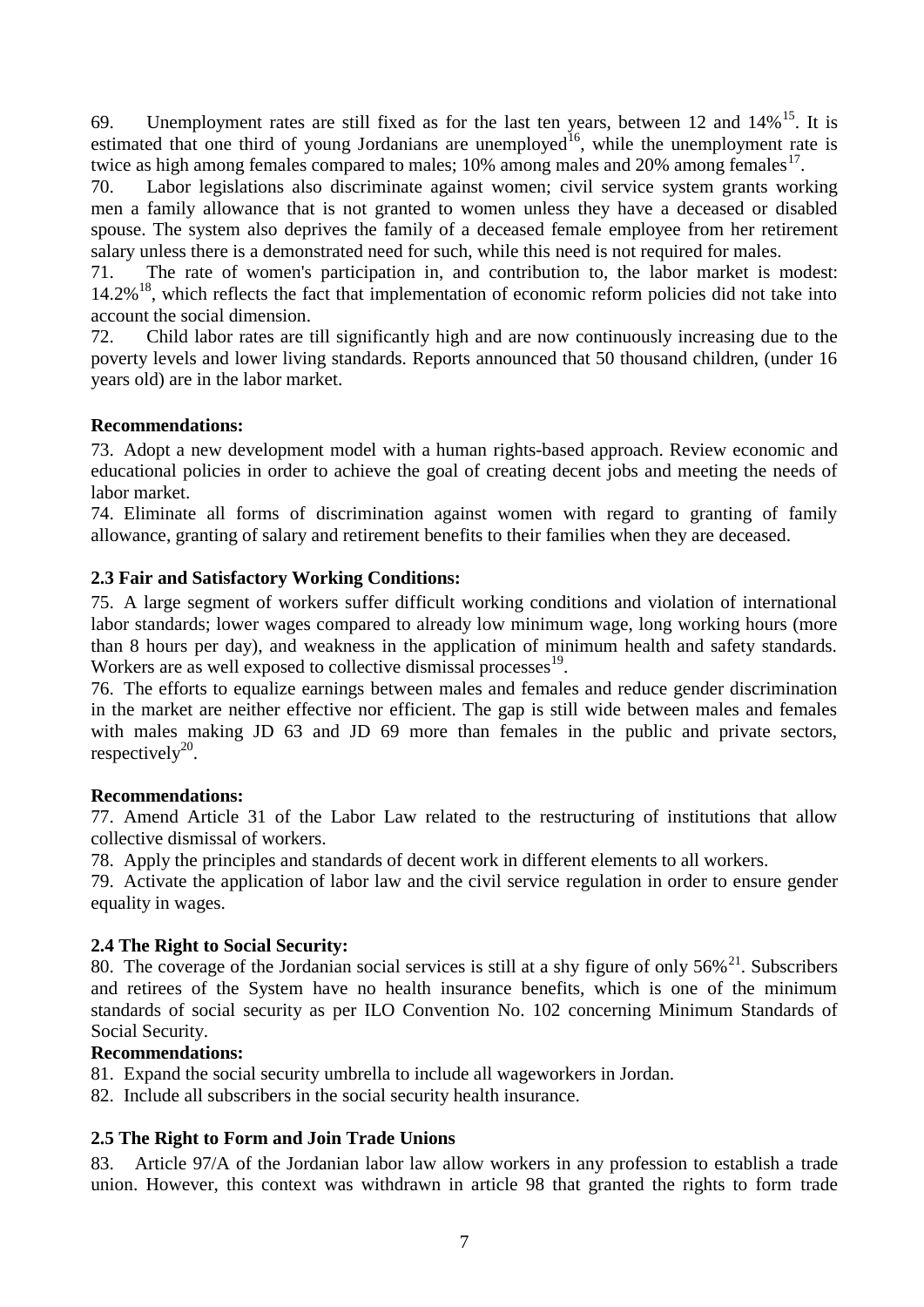69. Unemployment rates are still fixed as for the last ten years, between 12 and 14%[15]. It is estimated that one third of young Jordanians are unemployed[16], while the unemployment rate is twice as high among females compared to males; 10% among males and 20% among females[17].

70. Labor legislations also discriminate against women; civil service system grants working men a family allowance that is not granted to women unless they have a deceased or disabled spouse. The system also deprives the family of a deceased female employee from her retirement salary unless there is a demonstrated need for such, while this need is not required for males.

71. The rate of women's participation in, and contribution to, the labor market is modest: 14.2%[18], which reflects the fact that implementation of economic reform policies did not take into account the social dimension.

72. Child labor rates are till significantly high and are now continuously increasing due to the poverty levels and lower living standards. Reports announced that 50 thousand children, (under 16 years old) are in the labor market.

**Recommendations:**

73. Adopt a new development model with a human rights-based approach. Review economic and educational policies in order to achieve the goal of creating decent jobs and meeting the needs of labor market.

74. Eliminate all forms of discrimination against women with regard to granting of family allowance, granting of salary and retirement benefits to their families when they are deceased.

**2.3 Fair and Satisfactory Working Conditions:**

75. A large segment of workers suffer difficult working conditions and violation of international labor standards; lower wages compared to already low minimum wage, long working hours (more than 8 hours per day), and weakness in the application of minimum health and safety standards. Workers are as well exposed to collective dismissal processes[19].

76. The efforts to equalize earnings between males and females and reduce gender discrimination in the market are neither effective nor efficient. The gap is still wide between males and females with males making JD 63 and JD 69 more than females in the public and private sectors, respectively[20].

**Recommendations:**

77. Amend Article 31 of the Labor Law related to the restructuring of institutions that allow collective dismissal of workers.

78. Apply the principles and standards of decent work in different elements to all workers.

79. Activate the application of labor law and the civil service regulation in order to ensure gender equality in wages.

**2.4 The Right to Social Security:**

80. The coverage of the Jordanian social services is still at a shy figure of only 56%[21]. Subscribers and retirees of the System have no health insurance benefits, which is one of the minimum standards of social security as per ILO Convention No. 102 concerning Minimum Standards of Social Security.

**Recommendations:**

81. Expand the social security umbrella to include all wageworkers in Jordan.

82. Include all subscribers in the social security health insurance.

**2.5 The Right to Form and Join Trade Unions**

83. Article 97/A of the Jordanian labor law allow workers in any profession to establish a trade union. However, this context was withdrawn in article 98 that granted the rights to form trade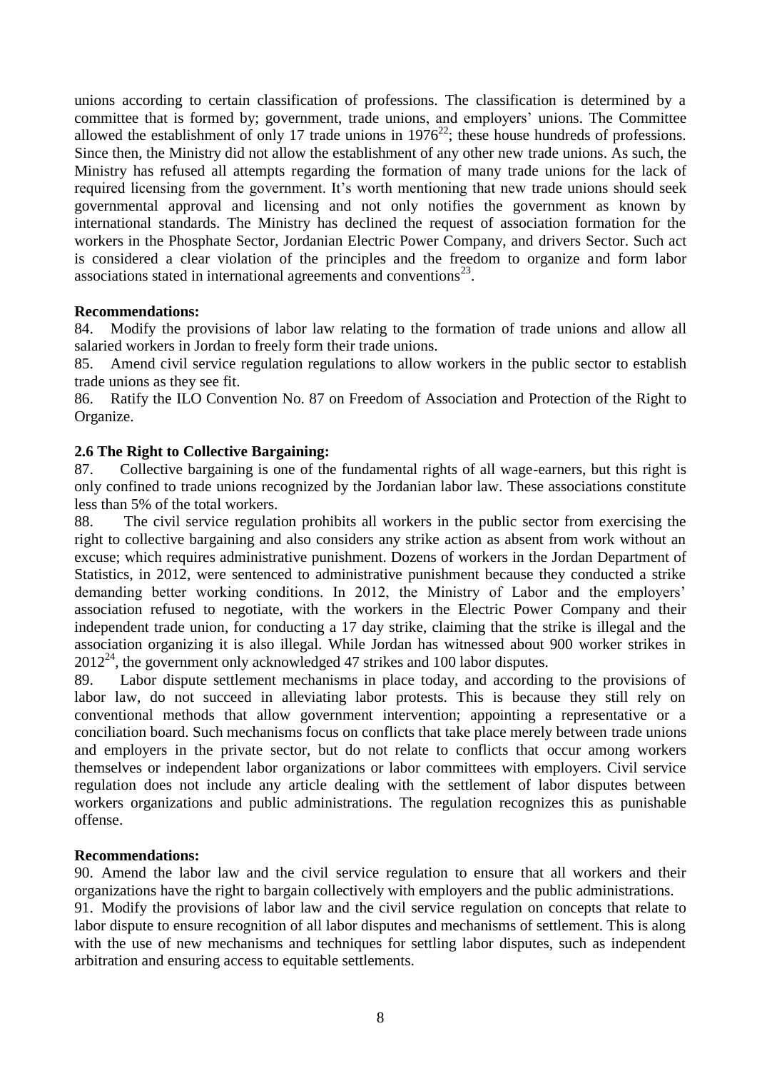unions according to certain classification of professions. The classification is determined by a committee that is formed by; government, trade unions, and employers' unions. The Committee allowed the establishment of only 17 trade unions in 1976[22]; these house hundreds of professions. Since then, the Ministry did not allow the establishment of any other new trade unions. As such, the Ministry has refused all attempts regarding the formation of many trade unions for the lack of required licensing from the government. It's worth mentioning that new trade unions should seek governmental approval and licensing and not only notifies the government as known by international standards. The Ministry has declined the request of association formation for the workers in the Phosphate Sector, Jordanian Electric Power Company, and drivers Sector. Such act is considered a clear violation of the principles and the freedom to organize and form labor associations stated in international agreements and conventions[23].

**Recommendations:**

84. Modify the provisions of labor law relating to the formation of trade unions and allow all salaried workers in Jordan to freely form their trade unions.
85. Amend civil service regulation regulations to allow workers in the public sector to establish trade unions as they see fit.
86. Ratify the ILO Convention No. 87 on Freedom of Association and Protection of the Right to Organize.

### 2.6 The Right to Collective Bargaining:

87. Collective bargaining is one of the fundamental rights of all wage-earners, but this right is only confined to trade unions recognized by the Jordanian labor law. These associations constitute less than 5% of the total workers.

88. The civil service regulation prohibits all workers in the public sector from exercising the right to collective bargaining and also considers any strike action as absent from work without an excuse; which requires administrative punishment. Dozens of workers in the Jordan Department of Statistics, in 2012, were sentenced to administrative punishment because they conducted a strike demanding better working conditions. In 2012, the Ministry of Labor and the employers' association refused to negotiate, with the workers in the Electric Power Company and their independent trade union, for conducting a 17 day strike, claiming that the strike is illegal and the association organizing it is also illegal. While Jordan has witnessed about 900 worker strikes in 2012[24], the government only acknowledged 47 strikes and 100 labor disputes.

89. Labor dispute settlement mechanisms in place today, and according to the provisions of labor law, do not succeed in alleviating labor protests. This is because they still rely on conventional methods that allow government intervention; appointing a representative or a conciliation board. Such mechanisms focus on conflicts that take place merely between trade unions and employers in the private sector, but do not relate to conflicts that occur among workers themselves or independent labor organizations or labor committees with employers. Civil service regulation does not include any article dealing with the settlement of labor disputes between workers organizations and public administrations. The regulation recognizes this as punishable offense.

**Recommendations:**

90. Amend the labor law and the civil service regulation to ensure that all workers and their organizations have the right to bargain collectively with employers and the public administrations.
91. Modify the provisions of labor law and the civil service regulation on concepts that relate to labor dispute to ensure recognition of all labor disputes and mechanisms of settlement. This is along with the use of new mechanisms and techniques for settling labor disputes, such as independent arbitration and ensuring access to equitable settlements.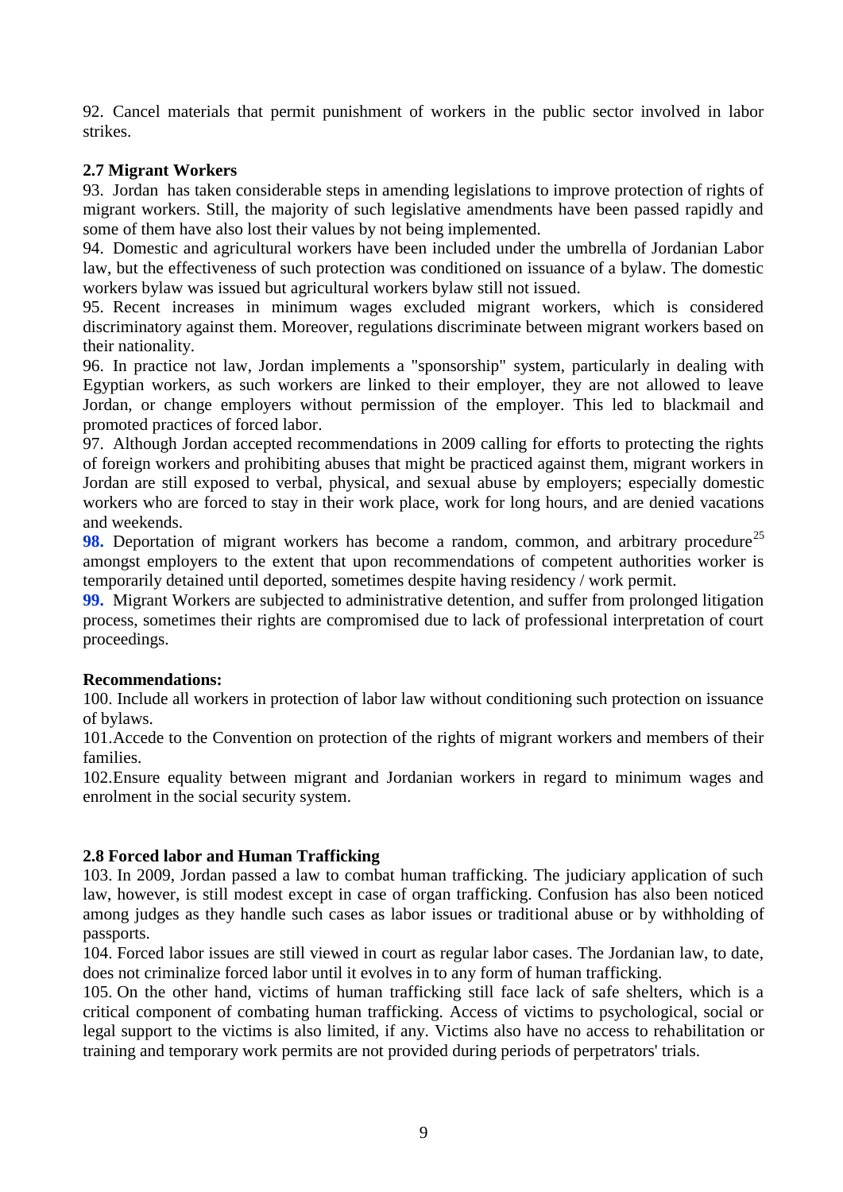92. Cancel materials that permit punishment of workers in the public sector involved in labor strikes.

**2.7 Migrant Workers**

93. Jordan has taken considerable steps in amending legislations to improve protection of rights of migrant workers. Still, the majority of such legislative amendments have been passed rapidly and some of them have also lost their values by not being implemented.

94. Domestic and agricultural workers have been included under the umbrella of Jordanian Labor law, but the effectiveness of such protection was conditioned on issuance of a bylaw. The domestic workers bylaw was issued but agricultural workers bylaw still not issued.

95. Recent increases in minimum wages excluded migrant workers, which is considered discriminatory against them. Moreover, regulations discriminate between migrant workers based on their nationality.

96. In practice not law, Jordan implements a "sponsorship" system, particularly in dealing with Egyptian workers, as such workers are linked to their employer, they are not allowed to leave Jordan, or change employers without permission of the employer. This led to blackmail and promoted practices of forced labor.

97. Although Jordan accepted recommendations in 2009 calling for efforts to protecting the rights of foreign workers and prohibiting abuses that might be practiced against them, migrant workers in Jordan are still exposed to verbal, physical, and sexual abuse by employers; especially domestic workers who are forced to stay in their work place, work for long hours, and are denied vacations and weekends.

**98.** Deportation of migrant workers has become a random, common, and arbitrary procedure[25] amongst employers to the extent that upon recommendations of competent authorities worker is temporarily detained until deported, sometimes despite having residency / work permit.

**99.** Migrant Workers are subjected to administrative detention, and suffer from prolonged litigation process, sometimes their rights are compromised due to lack of professional interpretation of court proceedings.

**Recommendations:**

100. Include all workers in protection of labor law without conditioning such protection on issuance of bylaws.

101. Accede to the Convention on protection of the rights of migrant workers and members of their families.

102. Ensure equality between migrant and Jordanian workers in regard to minimum wages and enrolment in the social security system.

**2.8 Forced labor and Human Trafficking**

103. In 2009, Jordan passed a law to combat human trafficking. The judiciary application of such law, however, is still modest except in case of organ trafficking. Confusion has also been noticed among judges as they handle such cases as labor issues or traditional abuse or by withholding of passports.

104. Forced labor issues are still viewed in court as regular labor cases. The Jordanian law, to date, does not criminalize forced labor until it evolves in to any form of human trafficking.

105. On the other hand, victims of human trafficking still face lack of safe shelters, which is a critical component of combating human trafficking. Access of victims to psychological, social or legal support to the victims is also limited, if any. Victims also have no access to rehabilitation or training and temporary work permits are not provided during periods of perpetrators' trials.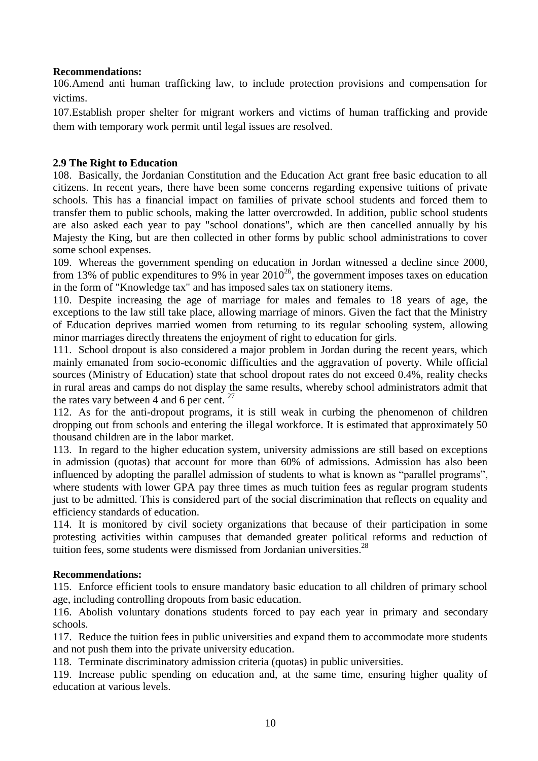**Recommendations:**

106.Amend anti human trafficking law, to include protection provisions and compensation for victims.

107.Establish proper shelter for migrant workers and victims of human trafficking and provide them with temporary work permit until legal issues are resolved.

## 2.9 The Right to Education

108. Basically, the Jordanian Constitution and the Education Act grant free basic education to all citizens. In recent years, there have been some concerns regarding expensive tuitions of private schools. This has a financial impact on families of private school students and forced them to transfer them to public schools, making the latter overcrowded. In addition, public school students are also asked each year to pay "school donations", which are then cancelled annually by his Majesty the King, but are then collected in other forms by public school administrations to cover some school expenses.

109. Whereas the government spending on education in Jordan witnessed a decline since 2000, from 13% of public expenditures to 9% in year 2010[26], the government imposes taxes on education in the form of "Knowledge tax" and has imposed sales tax on stationery items.

110. Despite increasing the age of marriage for males and females to 18 years of age, the exceptions to the law still take place, allowing marriage of minors. Given the fact that the Ministry of Education deprives married women from returning to its regular schooling system, allowing minor marriages directly threatens the enjoyment of right to education for girls.

111. School dropout is also considered a major problem in Jordan during the recent years, which mainly emanated from socio-economic difficulties and the aggravation of poverty. While official sources (Ministry of Education) state that school dropout rates do not exceed 0.4%, reality checks in rural areas and camps do not display the same results, whereby school administrators admit that the rates vary between 4 and 6 per cent. [27]

112. As for the anti-dropout programs, it is still weak in curbing the phenomenon of children dropping out from schools and entering the illegal workforce. It is estimated that approximately 50 thousand children are in the labor market.

113. In regard to the higher education system, university admissions are still based on exceptions in admission (quotas) that account for more than 60% of admissions. Admission has also been influenced by adopting the parallel admission of students to what is known as "parallel programs", where students with lower GPA pay three times as much tuition fees as regular program students just to be admitted. This is considered part of the social discrimination that reflects on equality and efficiency standards of education.

114. It is monitored by civil society organizations that because of their participation in some protesting activities within campuses that demanded greater political reforms and reduction of tuition fees, some students were dismissed from Jordanian universities.[28]

**Recommendations:**

115. Enforce efficient tools to ensure mandatory basic education to all children of primary school age, including controlling dropouts from basic education.

116. Abolish voluntary donations students forced to pay each year in primary and secondary schools.

117. Reduce the tuition fees in public universities and expand them to accommodate more students and not push them into the private university education.

118. Terminate discriminatory admission criteria (quotas) in public universities.

119. Increase public spending on education and, at the same time, ensuring higher quality of education at various levels.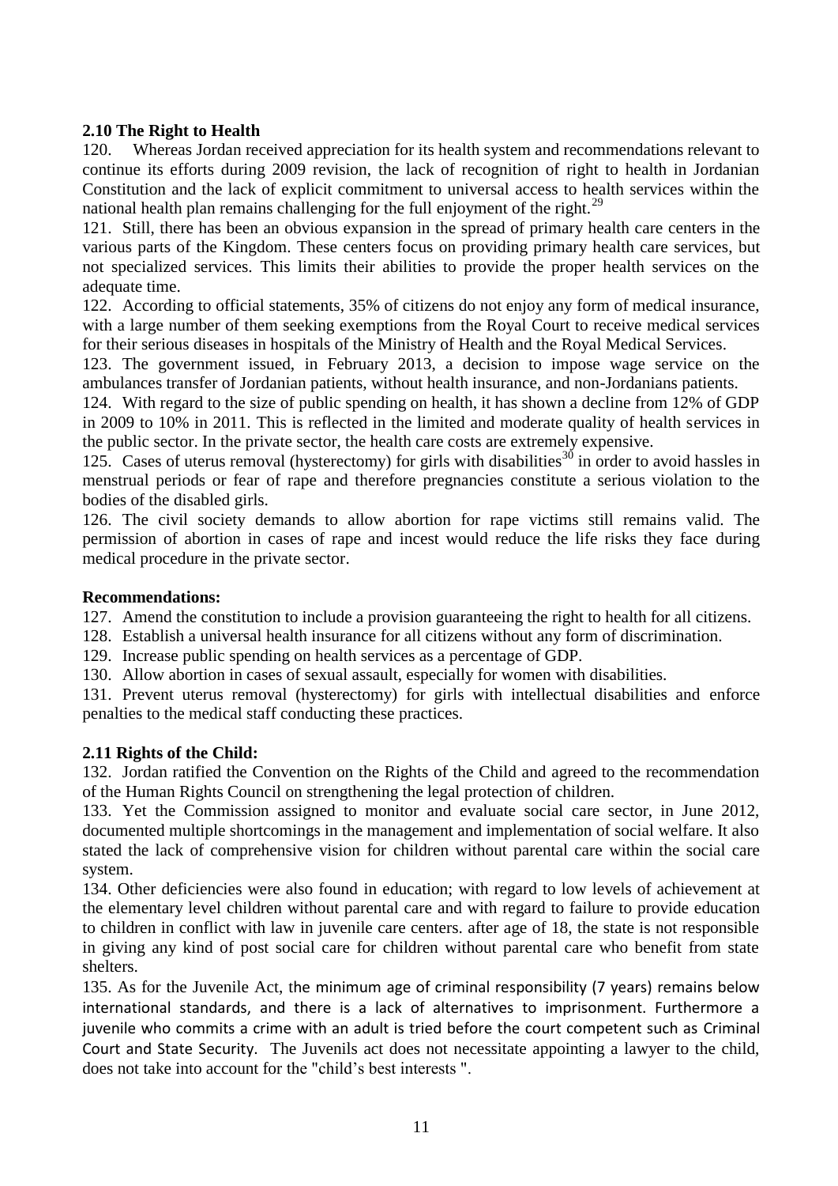### 2.10 The Right to Health

120. Whereas Jordan received appreciation for its health system and recommendations relevant to continue its efforts during 2009 revision, the lack of recognition of right to health in Jordanian Constitution and the lack of explicit commitment to universal access to health services within the national health plan remains challenging for the full enjoyment of the right.[29]

121. Still, there has been an obvious expansion in the spread of primary health care centers in the various parts of the Kingdom. These centers focus on providing primary health care services, but not specialized services. This limits their abilities to provide the proper health services on the adequate time.

122. According to official statements, 35% of citizens do not enjoy any form of medical insurance, with a large number of them seeking exemptions from the Royal Court to receive medical services for their serious diseases in hospitals of the Ministry of Health and the Royal Medical Services.

123. The government issued, in February 2013, a decision to impose wage service on the ambulances transfer of Jordanian patients, without health insurance, and non-Jordanians patients.

124. With regard to the size of public spending on health, it has shown a decline from 12% of GDP in 2009 to 10% in 2011. This is reflected in the limited and moderate quality of health services in the public sector. In the private sector, the health care costs are extremely expensive.

125. Cases of uterus removal (hysterectomy) for girls with disabilities[30] in order to avoid hassles in menstrual periods or fear of rape and therefore pregnancies constitute a serious violation to the bodies of the disabled girls.

126. The civil society demands to allow abortion for rape victims still remains valid. The permission of abortion in cases of rape and incest would reduce the life risks they face during medical procedure in the private sector.

**Recommendations:**

127. Amend the constitution to include a provision guaranteeing the right to health for all citizens.

128. Establish a universal health insurance for all citizens without any form of discrimination.

129. Increase public spending on health services as a percentage of GDP.

130. Allow abortion in cases of sexual assault, especially for women with disabilities.

131. Prevent uterus removal (hysterectomy) for girls with intellectual disabilities and enforce penalties to the medical staff conducting these practices.

### 2.11 Rights of the Child:

132. Jordan ratified the Convention on the Rights of the Child and agreed to the recommendation of the Human Rights Council on strengthening the legal protection of children.

133. Yet the Commission assigned to monitor and evaluate social care sector, in June 2012, documented multiple shortcomings in the management and implementation of social welfare. It also stated the lack of comprehensive vision for children without parental care within the social care system.

134. Other deficiencies were also found in education; with regard to low levels of achievement at the elementary level children without parental care and with regard to failure to provide education to children in conflict with law in juvenile care centers. after age of 18, the state is not responsible in giving any kind of post social care for children without parental care who benefit from state shelters.

135. As for the Juvenile Act, the minimum age of criminal responsibility (7 years) remains below international standards, and there is a lack of alternatives to imprisonment. Furthermore a juvenile who commits a crime with an adult is tried before the court competent such as Criminal Court and State Security. The Juvenils act does not necessitate appointing a lawyer to the child, does not take into account for the "child's best interests ".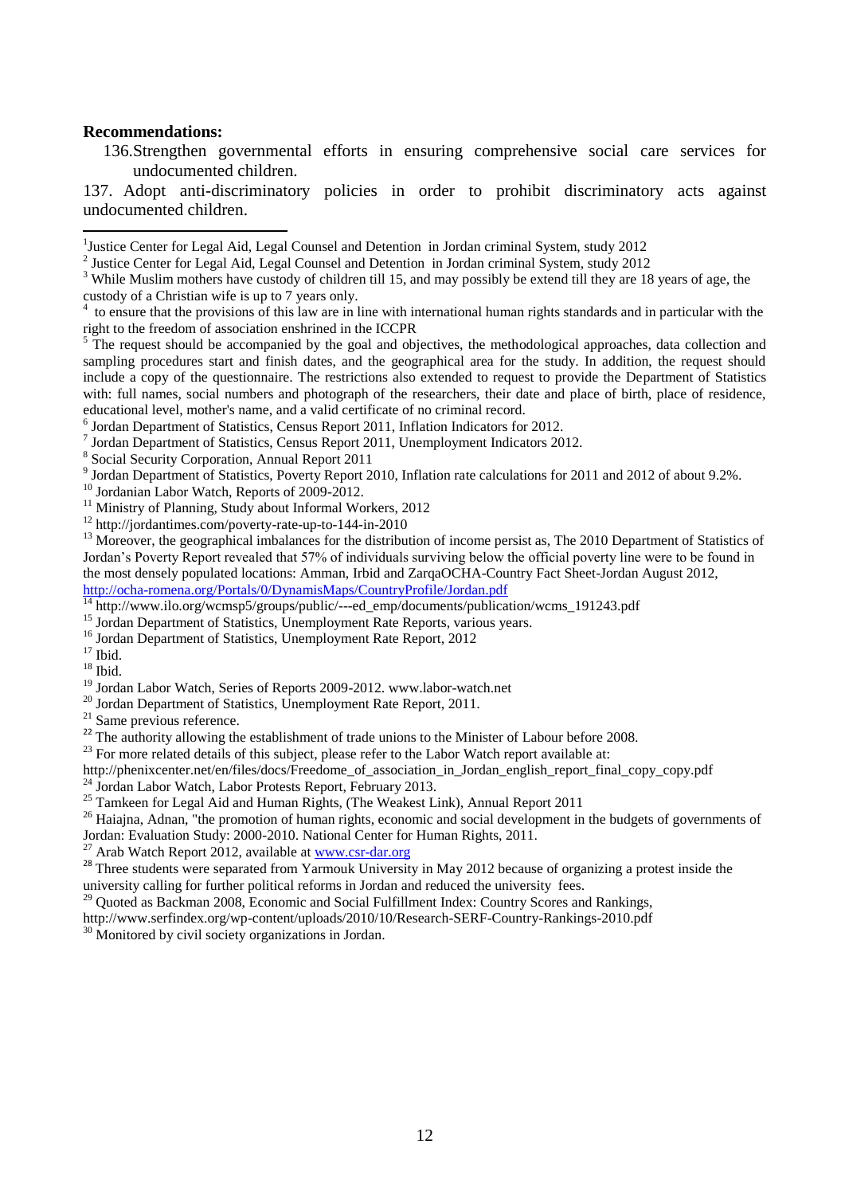**Recommendations:**

136. Strengthen governmental efforts in ensuring comprehensive social care services for undocumented children.

137. Adopt anti-discriminatory policies in order to prohibit discriminatory acts against undocumented children.

---

[1] Justice Center for Legal Aid, Legal Counsel and Detention in Jordan criminal System, study 2012

[2] Justice Center for Legal Aid, Legal Counsel and Detention in Jordan criminal System, study 2012

[3] While Muslim mothers have custody of children till 15, and may possibly be extend till they are 18 years of age, the custody of a Christian wife is up to 7 years only.

[4] to ensure that the provisions of this law are in line with international human rights standards and in particular with the right to the freedom of association enshrined in the ICCPR

[5] The request should be accompanied by the goal and objectives, the methodological approaches, data collection and sampling procedures start and finish dates, and the geographical area for the study. In addition, the request should include a copy of the questionnaire. The restrictions also extended to request to provide the Department of Statistics with: full names, social numbers and photograph of the researchers, their date and place of birth, place of residence, educational level, mother's name, and a valid certificate of no criminal record.

[6] Jordan Department of Statistics, Census Report 2011, Inflation Indicators for 2012.

[7] Jordan Department of Statistics, Census Report 2011, Unemployment Indicators 2012.

[8] Social Security Corporation, Annual Report 2011

[9] Jordan Department of Statistics, Poverty Report 2010, Inflation rate calculations for 2011 and 2012 of about 9.2%.

[10] Jordanian Labor Watch, Reports of 2009-2012.

[11] Ministry of Planning, Study about Informal Workers, 2012

[12] http://jordantimes.com/poverty-rate-up-to-144-in-2010

[13] Moreover, the geographical imbalances for the distribution of income persist as, The 2010 Department of Statistics of Jordan's Poverty Report revealed that 57% of individuals surviving below the official poverty line were to be found in the most densely populated locations: Amman, Irbid and ZarqaOCHA-Country Fact Sheet-Jordan August 2012, http://ocha-romena.org/Portals/0/DynamisMaps/CountryProfile/Jordan.pdf

[14] http://www.ilo.org/wcmsp5/groups/public/---ed_emp/documents/publication/wcms_191243.pdf

[15] Jordan Department of Statistics, Unemployment Rate Reports, various years.

[16] Jordan Department of Statistics, Unemployment Rate Report, 2012

[17] Ibid.

[18] Ibid.

[19] Jordan Labor Watch, Series of Reports 2009-2012. www.labor-watch.net

[20] Jordan Department of Statistics, Unemployment Rate Report, 2011.

[21] Same previous reference.

[22] The authority allowing the establishment of trade unions to the Minister of Labour before 2008.

[23] For more related details of this subject, please refer to the Labor Watch report available at: http://phenixcenter.net/en/files/docs/Freedome_of_association_in_Jordan_english_report_final_copy_copy.pdf

[24] Jordan Labor Watch, Labor Protests Report, February 2013.

[25] Tamkeen for Legal Aid and Human Rights, (The Weakest Link), Annual Report 2011

[26] Haiajna, Adnan, "the promotion of human rights, economic and social development in the budgets of governments of Jordan: Evaluation Study: 2000-2010. National Center for Human Rights, 2011.

[27] Arab Watch Report 2012, available at www.csr-dar.org

[28] Three students were separated from Yarmouk University in May 2012 because of organizing a protest inside the university calling for further political reforms in Jordan and reduced the university fees.

[29] Quoted as Backman 2008, Economic and Social Fulfillment Index: Country Scores and Rankings, http://www.serfindex.org/wp-content/uploads/2010/10/Research-SERF-Country-Rankings-2010.pdf

[30] Monitored by civil society organizations in Jordan.